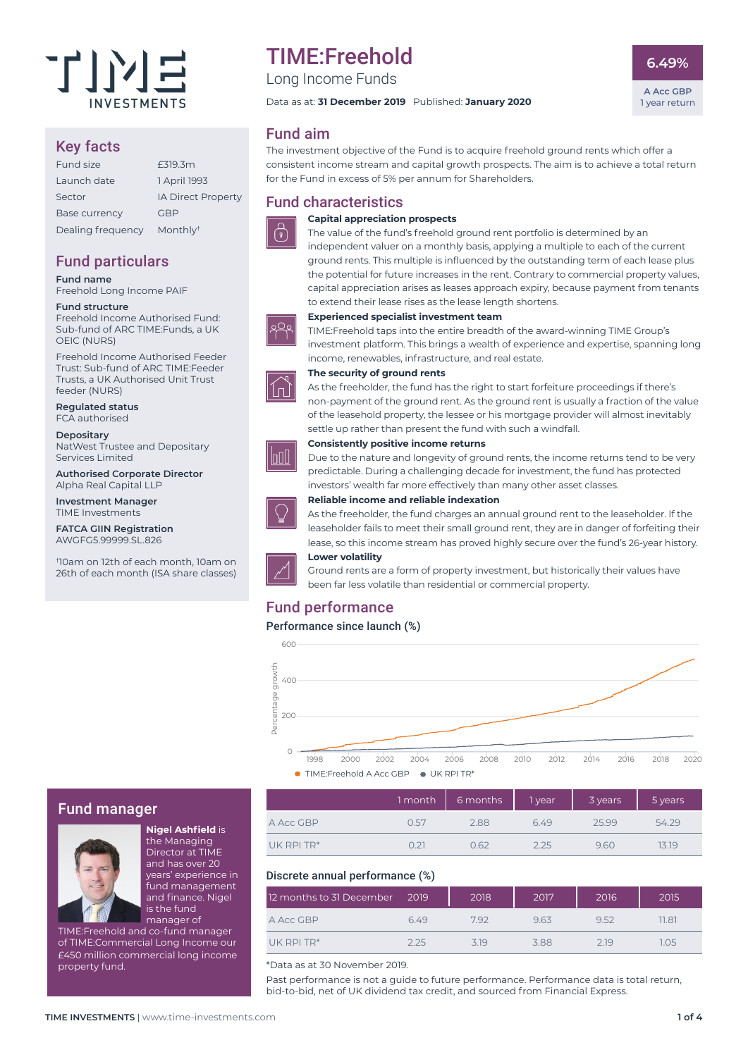# TIME:Freehold

Long Income Funds

Data as at: **31 December 2019** Published: **January 2020**

**6.49%**
A Acc GBP
1 year return

## Key facts

| | |
|---|---|
| Fund size | £319.3m |
| Launch date | 1 April 1993 |
| Sector | IA Direct Property |
| Base currency | GBP |
| Dealing frequency | Monthly† |

## Fund particulars

**Fund name**
Freehold Long Income PAIF

**Fund structure**
Freehold Income Authorised Fund: Sub-fund of ARC TIME:Funds, a UK OEIC (NURS)

Freehold Income Authorised Feeder Trust: Sub-fund of ARC TIME:Feeder Trusts, a UK Authorised Unit Trust feeder (NURS)

**Regulated status**
FCA authorised

**Depositary**
NatWest Trustee and Depositary Services Limited

**Authorised Corporate Director**
Alpha Real Capital LLP

**Investment Manager**
TIME Investments

**FATCA GIIN Registration**
AWGFG5.99999.SL.826

†10am on 12th of each month, 10am on 26th of each month (ISA share classes)

## Fund aim

The investment objective of the Fund is to acquire freehold ground rents which offer a consistent income stream and capital growth prospects. The aim is to achieve a total return for the Fund in excess of 5% per annum for Shareholders.

## Fund characteristics

**Capital appreciation prospects**
The value of the fund's freehold ground rent portfolio is determined by an independent valuer on a monthly basis, applying a multiple to each of the current ground rents. This multiple is influenced by the outstanding term of each lease plus the potential for future increases in the rent. Contrary to commercial property values, capital appreciation arises as leases approach expiry, because payment from tenants to extend their lease rises as the lease length shortens.

**Experienced specialist investment team**
TIME:Freehold taps into the entire breadth of the award-winning TIME Group's investment platform. This brings a wealth of experience and expertise, spanning long income, renewables, infrastructure, and real estate.

**The security of ground rents**
As the freeholder, the fund has the right to start forfeiture proceedings if there's non-payment of the ground rent. As the ground rent is usually a fraction of the value of the leasehold property, the lessee or his mortgage provider will almost inevitably settle up rather than present the fund with such a windfall.

**Consistently positive income returns**
Due to the nature and longevity of ground rents, the income returns tend to be very predictable. During a challenging decade for investment, the fund has protected investors' wealth far more effectively than many other asset classes.

**Reliable income and reliable indexation**
As the freeholder, the fund charges an annual ground rent to the leaseholder. If the leaseholder fails to meet their small ground rent, they are in danger of forfeiting their lease, so this income stream has proved highly secure over the fund's 26-year history.

**Lower volatility**
Ground rents are a form of property investment, but historically their values have been far less volatile than residential or commercial property.

## Fund performance

### Performance since launch (%)

Percentage growth
600
400
200
0
1998 2000 2002 2004 2006 2008 2010 2012 2014 2016 2018 2020
TIME:Freehold A Acc GBP
UK RPI TR*

| | 1 month | 6 months | 1 year | 3 years | 5 years |
|---|---|---|---|---|---|
| A Acc GBP | 0.57 | 2.88 | 6.49 | 25.99 | 54.29 |
| UK RPI TR* | 0.21 | 0.62 | 2.25 | 9.60 | 13.19 |

### Discrete annual performance (%)

| 12 months to 31 December | 2019 | 2018 | 2017 | 2016 | 2015 |
|---|---|---|---|---|---|
| A Acc GBP | 6.49 | 7.92 | 9.63 | 9.52 | 11.81 |
| UK RPI TR* | 2.25 | 3.19 | 3.88 | 2.19 | 1.05 |

*Data as at 30 November 2019.

Past performance is not a guide to future performance. Performance data is total return, bid-to-bid, net of UK dividend tax credit, and sourced from Financial Express.

## Fund manager

**Nigel Ashfield** is the Managing Director at TIME and has over 20 years' experience in fund management and finance. Nigel is the fund manager of TIME:Freehold and co-fund manager of TIME:Commercial Long Income our £450 million commercial long income property fund.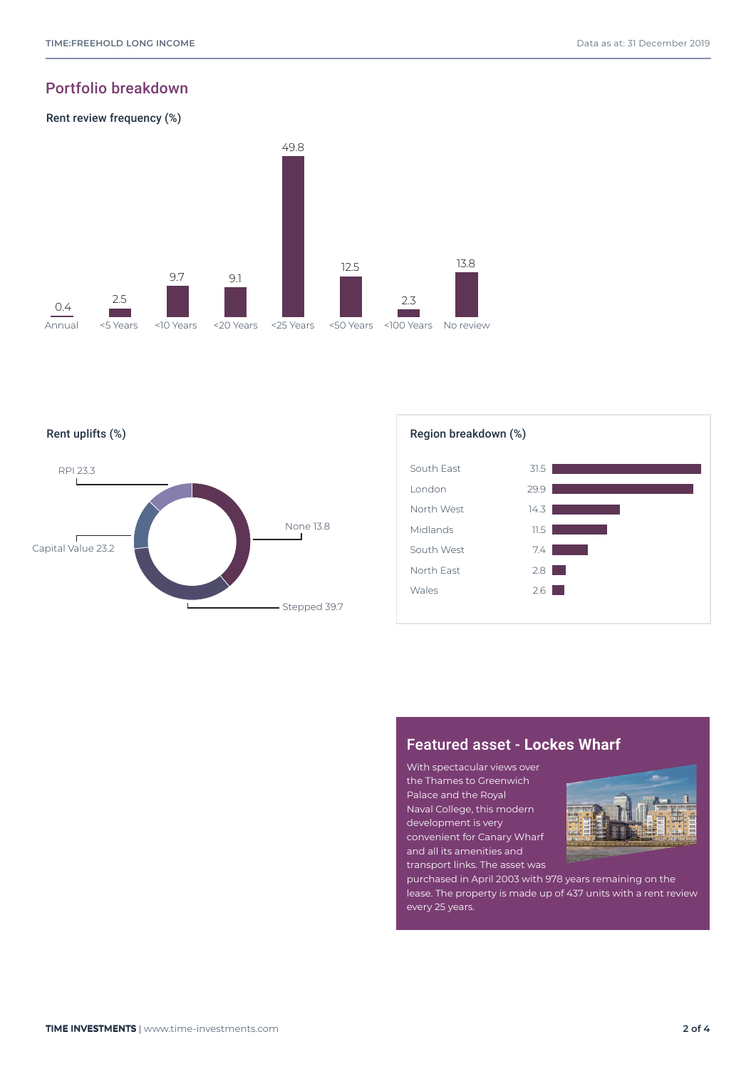## Portfolio breakdown

### Rent review frequency (%)

0.4
Annual
2.5
<5 Years
9.7
<10 Years
9.1
<20 Years
49.8
<25 Years
12.5
<50 Years
2.3
<100 Years
13.8
No review

### Rent uplifts (%)

RPI 23.3
None 13.8
Capital Value 23.2
Stepped 39.7

### Region breakdown (%)

South East 31.5
London 29.9
North West 14.3
Midlands 11.5
South West 7.4
North East 2.8
Wales 2.6

### Featured asset - Lockes Wharf

With spectacular views over the Thames to Greenwich Palace and the Royal Naval College, this modern development is very convenient for Canary Wharf and all its amenities and transport links. The asset was purchased in April 2003 with 978 years remaining on the lease. The property is made up of 437 units with a rent review every 25 years.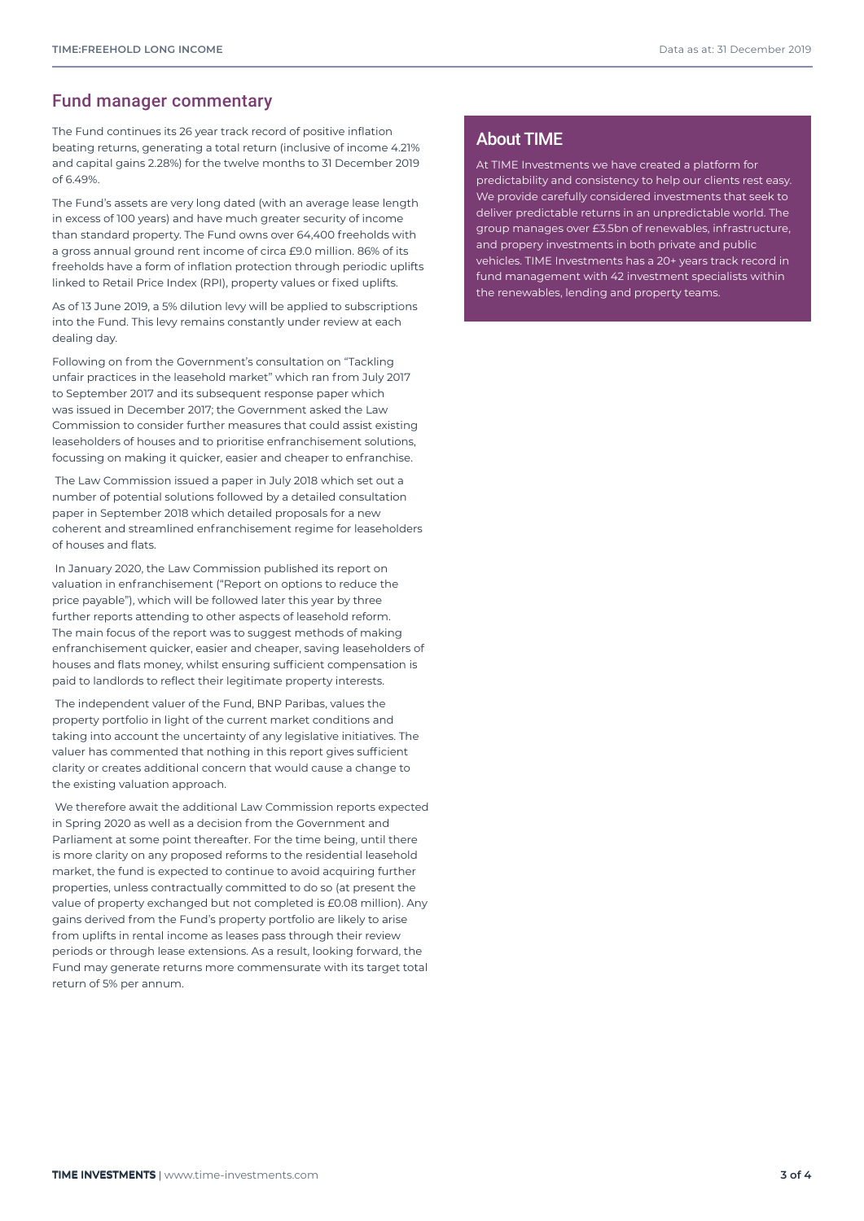## Fund manager commentary

The Fund continues its 26 year track record of positive inflation beating returns, generating a total return (inclusive of income 4.21% and capital gains 2.28%) for the twelve months to 31 December 2019 of 6.49%.

The Fund's assets are very long dated (with an average lease length in excess of 100 years) and have much greater security of income than standard property. The Fund owns over 64,400 freeholds with a gross annual ground rent income of circa £9.0 million. 86% of its freeholds have a form of inflation protection through periodic uplifts linked to Retail Price Index (RPI), property values or fixed uplifts.

As of 13 June 2019, a 5% dilution levy will be applied to subscriptions into the Fund. This levy remains constantly under review at each dealing day.

Following on from the Government's consultation on "Tackling unfair practices in the leasehold market" which ran from July 2017 to September 2017 and its subsequent response paper which was issued in December 2017; the Government asked the Law Commission to consider further measures that could assist existing leaseholders of houses and to prioritise enfranchisement solutions, focussing on making it quicker, easier and cheaper to enfranchise.

The Law Commission issued a paper in July 2018 which set out a number of potential solutions followed by a detailed consultation paper in September 2018 which detailed proposals for a new coherent and streamlined enfranchisement regime for leaseholders of houses and flats.

In January 2020, the Law Commission published its report on valuation in enfranchisement ("Report on options to reduce the price payable"), which will be followed later this year by three further reports attending to other aspects of leasehold reform. The main focus of the report was to suggest methods of making enfranchisement quicker, easier and cheaper, saving leaseholders of houses and flats money, whilst ensuring sufficient compensation is paid to landlords to reflect their legitimate property interests.

The independent valuer of the Fund, BNP Paribas, values the property portfolio in light of the current market conditions and taking into account the uncertainty of any legislative initiatives. The valuer has commented that nothing in this report gives sufficient clarity or creates additional concern that would cause a change to the existing valuation approach.

We therefore await the additional Law Commission reports expected in Spring 2020 as well as a decision from the Government and Parliament at some point thereafter. For the time being, until there is more clarity on any proposed reforms to the residential leasehold market, the fund is expected to continue to avoid acquiring further properties, unless contractually committed to do so (at present the value of property exchanged but not completed is £0.08 million). Any gains derived from the Fund's property portfolio are likely to arise from uplifts in rental income as leases pass through their review periods or through lease extensions. As a result, looking forward, the Fund may generate returns more commensurate with its target total return of 5% per annum.

## About TIME

At TIME Investments we have created a platform for predictability and consistency to help our clients rest easy. We provide carefully considered investments that seek to deliver predictable returns in an unpredictable world. The group manages over £3.5bn of renewables, infrastructure, and propery investments in both private and public vehicles. TIME Investments has a 20+ years track record in fund management with 42 investment specialists within the renewables, lending and property teams.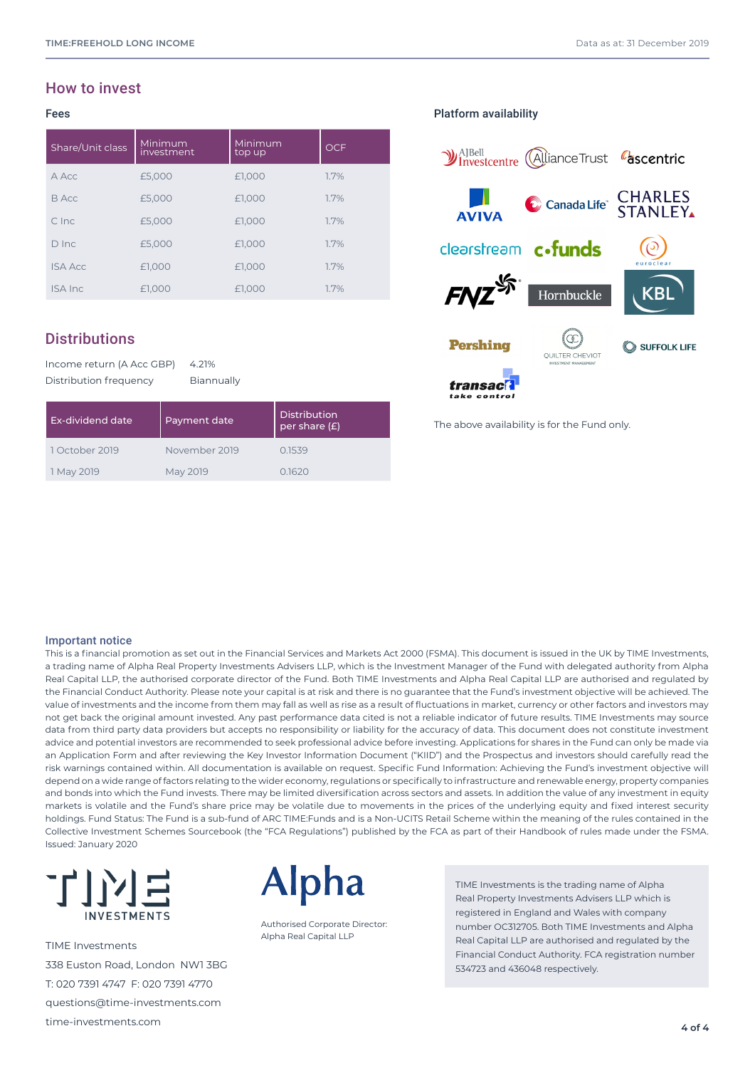## How to invest

### Fees

| Share/Unit class | Minimum investment | Minimum top up | OCF |
|---|---|---|---|
| A Acc | £5,000 | £1,000 | 1.7% |
| B Acc | £5,000 | £1,000 | 1.7% |
| C Inc | £5,000 | £1,000 | 1.7% |
| D Inc | £5,000 | £1,000 | 1.7% |
| ISA Acc | £1,000 | £1,000 | 1.7% |
| ISA Inc | £1,000 | £1,000 | 1.7% |

## Distributions

| | |
|---|---|
| Income return (A Acc GBP) | 4.21% |
| Distribution frequency | Biannually |

| Ex-dividend date | Payment date | Distribution per share (£) |
|---|---|---|
| 1 October 2019 | November 2019 | 0.1539 |
| 1 May 2019 | May 2019 | 0.1620 |

### Platform availability

AJBell Investcentre, AllianceTrust, ascentric, AVIVA, Canada Life, CHARLES STANLEY, clearstream, c•funds, euroclear, FNZ, Hornbuckle, KBL, Pershing, QUILTER CHEVIOT, SUFFOLK LIFE, transact take control

The above availability is for the Fund only.

### Important notice

This is a financial promotion as set out in the Financial Services and Markets Act 2000 (FSMA). This document is issued in the UK by TIME Investments, a trading name of Alpha Real Property Investments Advisers LLP, which is the Investment Manager of the Fund with delegated authority from Alpha Real Capital LLP, the authorised corporate director of the Fund. Both TIME Investments and Alpha Real Capital LLP are authorised and regulated by the Financial Conduct Authority. Please note your capital is at risk and there is no guarantee that the Fund's investment objective will be achieved. The value of investments and the income from them may fall as well as rise as a result of fluctuations in market, currency or other factors and investors may not get back the original amount invested. Any past performance data cited is not a reliable indicator of future results. TIME Investments may source data from third party data providers but accepts no responsibility or liability for the accuracy of data. This document does not constitute investment advice and potential investors are recommended to seek professional advice before investing. Applications for shares in the Fund can only be made via an Application Form and after reviewing the Key Investor Information Document ("KIID") and the Prospectus and investors should carefully read the risk warnings contained within. All documentation is available on request. Specific Fund Information: Achieving the Fund's investment objective will depend on a wide range of factors relating to the wider economy, regulations or specifically to infrastructure and renewable energy, property companies and bonds into which the Fund invests. There may be limited diversification across sectors and assets. In addition the value of any investment in equity markets is volatile and the Fund's share price may be volatile due to movements in the prices of the underlying equity and fixed interest security holdings. Fund Status: The Fund is a sub-fund of ARC TIME:Funds and is a Non-UCITS Retail Scheme within the meaning of the rules contained in the Collective Investment Schemes Sourcebook (the "FCA Regulations") published by the FCA as part of their Handbook of rules made under the FSMA. Issued: January 2020

TIME INVESTMENTS

TIME Investments
338 Euston Road, London NW1 3BG
T: 020 7391 4747 F: 020 7391 4770
questions@time-investments.com
time-investments.com

Alpha

Authorised Corporate Director:
Alpha Real Capital LLP

TIME Investments is the trading name of Alpha Real Property Investments Advisers LLP which is registered in England and Wales with company number OC312705. Both TIME Investments and Alpha Real Capital LLP are authorised and regulated by the Financial Conduct Authority. FCA registration number 534723 and 436048 respectively.